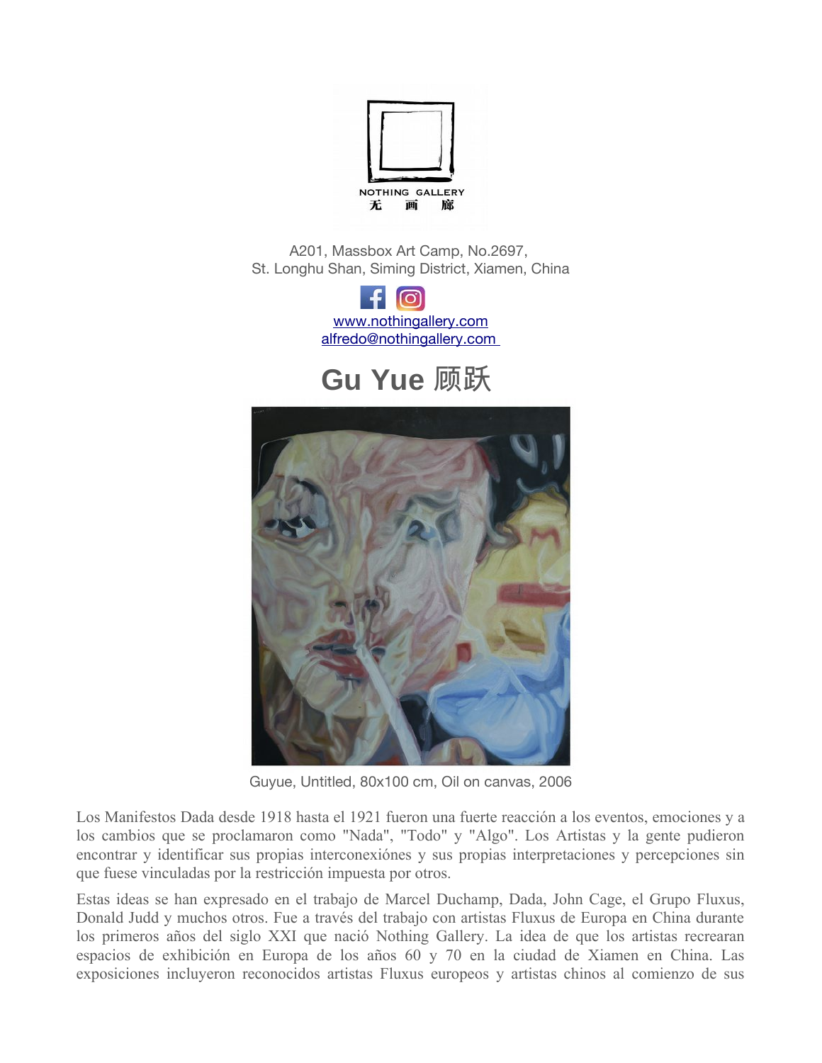NOTHING GALLERY
无 画 廊

A201, Massbox Art Camp, No.2697,
St. Longhu Shan, Siming District, Xiamen, China

www.nothingallery.com
alfredo@nothingallery.com

# Gu Yue 顾跃

Guyue, Untitled, 80x100 cm, Oil on canvas, 2006

Los Manifestos Dada desde 1918 hasta el 1921 fueron una fuerte reacción a los eventos, emociones y a los cambios que se proclamaron como "Nada", "Todo" y "Algo". Los Artistas y la gente pudieron encontrar y identificar sus propias interconexiónes y sus propias interpretaciones y percepciones sin que fuese vinculadas por la restricción impuesta por otros.

Estas ideas se han expresado en el trabajo de Marcel Duchamp, Dada, John Cage, el Grupo Fluxus, Donald Judd y muchos otros. Fue a través del trabajo con artistas Fluxus de Europa en China durante los primeros años del siglo XXI que nació Nothing Gallery. La idea de que los artistas recrearan espacios de exhibición en Europa de los años 60 y 70 en la ciudad de Xiamen en China. Las exposiciones incluyeron reconocidos artistas Fluxus europeos y artistas chinos al comienzo de sus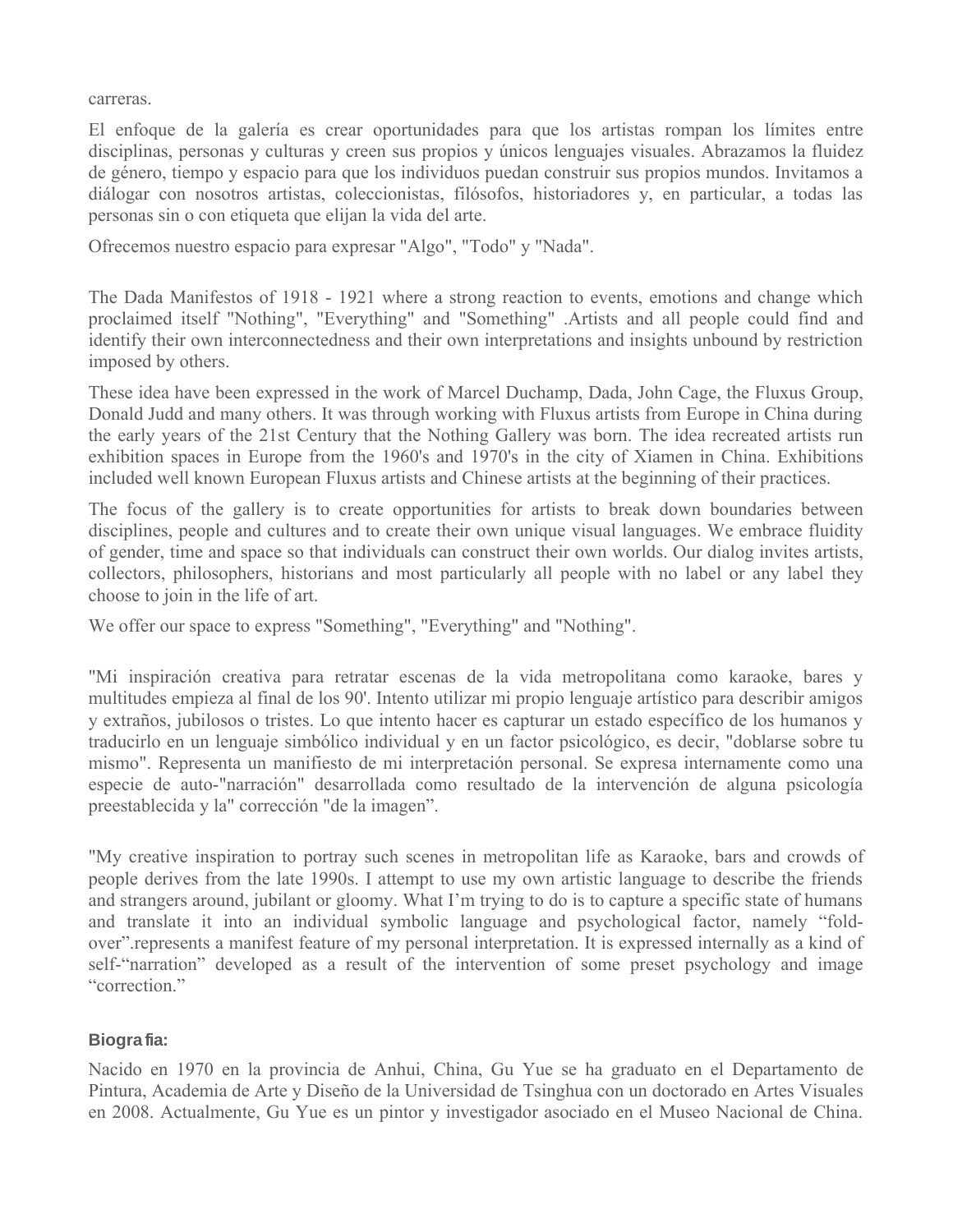carreras.

El enfoque de la galería es crear oportunidades para que los artistas rompan los límites entre disciplinas, personas y culturas y creen sus propios y únicos lenguajes visuales. Abrazamos la fluidez de género, tiempo y espacio para que los individuos puedan construir sus propios mundos. Invitamos a diálogar con nosotros artistas, coleccionistas, filósofos, historiadores y, en particular, a todas las personas sin o con etiqueta que elijan la vida del arte.

Ofrecemos nuestro espacio para expresar "Algo", "Todo" y "Nada".

The Dada Manifestos of 1918 - 1921 where a strong reaction to events, emotions and change which proclaimed itself "Nothing", "Everything" and "Something" .Artists and all people could find and identify their own interconnectedness and their own interpretations and insights unbound by restriction imposed by others.

These idea have been expressed in the work of Marcel Duchamp, Dada, John Cage, the Fluxus Group, Donald Judd and many others. It was through working with Fluxus artists from Europe in China during the early years of the 21st Century that the Nothing Gallery was born. The idea recreated artists run exhibition spaces in Europe from the 1960's and 1970's in the city of Xiamen in China. Exhibitions included well known European Fluxus artists and Chinese artists at the beginning of their practices.

The focus of the gallery is to create opportunities for artists to break down boundaries between disciplines, people and cultures and to create their own unique visual languages. We embrace fluidity of gender, time and space so that individuals can construct their own worlds. Our dialog invites artists, collectors, philosophers, historians and most particularly all people with no label or any label they choose to join in the life of art.

We offer our space to express "Something", "Everything" and "Nothing".

"Mi inspiración creativa para retratar escenas de la vida metropolitana como karaoke, bares y multitudes empieza al final de los 90'. Intento utilizar mi propio lenguaje artístico para describir amigos y extraños, jubilosos o tristes. Lo que intento hacer es capturar un estado específico de los humanos y traducirlo en un lenguaje simbólico individual y en un factor psicológico, es decir, "doblarse sobre tu mismo". Representa un manifiesto de mi interpretación personal. Se expresa internamente como una especie de auto-"narración" desarrollada como resultado de la intervención de alguna psicología preestablecida y la" corrección "de la imagen".

"My creative inspiration to portray such scenes in metropolitan life as Karaoke, bars and crowds of people derives from the late 1990s. I attempt to use my own artistic language to describe the friends and strangers around, jubilant or gloomy. What I'm trying to do is to capture a specific state of humans and translate it into an individual symbolic language and psychological factor, namely "fold-over".represents a manifest feature of my personal interpretation. It is expressed internally as a kind of self-"narration" developed as a result of the intervention of some preset psychology and image "correction."

**Biografia:**

Nacido en 1970 en la provincia de Anhui, China, Gu Yue se ha graduato en el Departamento de Pintura, Academia de Arte y Diseño de la Universidad de Tsinghua con un doctorado en Artes Visuales en 2008. Actualmente, Gu Yue es un pintor y investigador asociado en el Museo Nacional de China.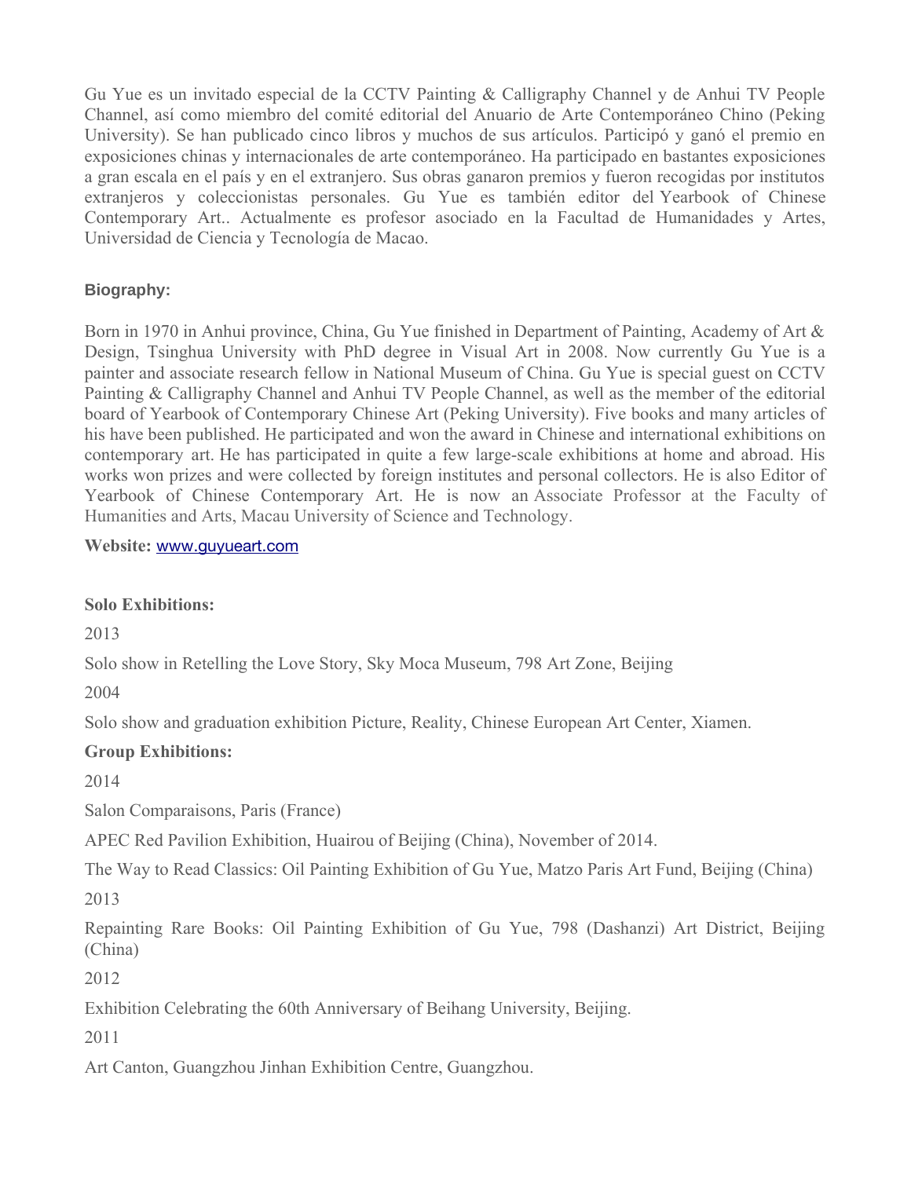Gu Yue es un invitado especial de la CCTV Painting & Calligraphy Channel y de Anhui TV People Channel, así como miembro del comité editorial del Anuario de Arte Contemporáneo Chino (Peking University). Se han publicado cinco libros y muchos de sus artículos. Participó y ganó el premio en exposiciones chinas y internacionales de arte contemporáneo. Ha participado en bastantes exposiciones a gran escala en el país y en el extranjero. Sus obras ganaron premios y fueron recogidas por institutos extranjeros y coleccionistas personales. Gu Yue es también editor del Yearbook of Chinese Contemporary Art.. Actualmente es profesor asociado en la Facultad de Humanidades y Artes, Universidad de Ciencia y Tecnología de Macao.

**Biography:**

Born in 1970 in Anhui province, China, Gu Yue finished in Department of Painting, Academy of Art & Design, Tsinghua University with PhD degree in Visual Art in 2008. Now currently Gu Yue is a painter and associate research fellow in National Museum of China. Gu Yue is special guest on CCTV Painting & Calligraphy Channel and Anhui TV People Channel, as well as the member of the editorial board of Yearbook of Contemporary Chinese Art (Peking University). Five books and many articles of his have been published. He participated and won the award in Chinese and international exhibitions on contemporary art. He has participated in quite a few large-scale exhibitions at home and abroad. His works won prizes and were collected by foreign institutes and personal collectors. He is also Editor of Yearbook of Chinese Contemporary Art. He is now an Associate Professor at the Faculty of Humanities and Arts, Macau University of Science and Technology.

**Website:** www.guyueart.com

**Solo Exhibitions:**

2013

Solo show in Retelling the Love Story, Sky Moca Museum, 798 Art Zone, Beijing

2004

Solo show and graduation exhibition Picture, Reality, Chinese European Art Center, Xiamen.

**Group Exhibitions:**

2014

Salon Comparaisons, Paris (France)

APEC Red Pavilion Exhibition, Huairou of Beijing (China), November of 2014.

The Way to Read Classics: Oil Painting Exhibition of Gu Yue, Matzo Paris Art Fund, Beijing (China)

2013

Repainting Rare Books: Oil Painting Exhibition of Gu Yue, 798 (Dashanzi) Art District, Beijing (China)

2012

Exhibition Celebrating the 60th Anniversary of Beihang University, Beijing.

2011

Art Canton, Guangzhou Jinhan Exhibition Centre, Guangzhou.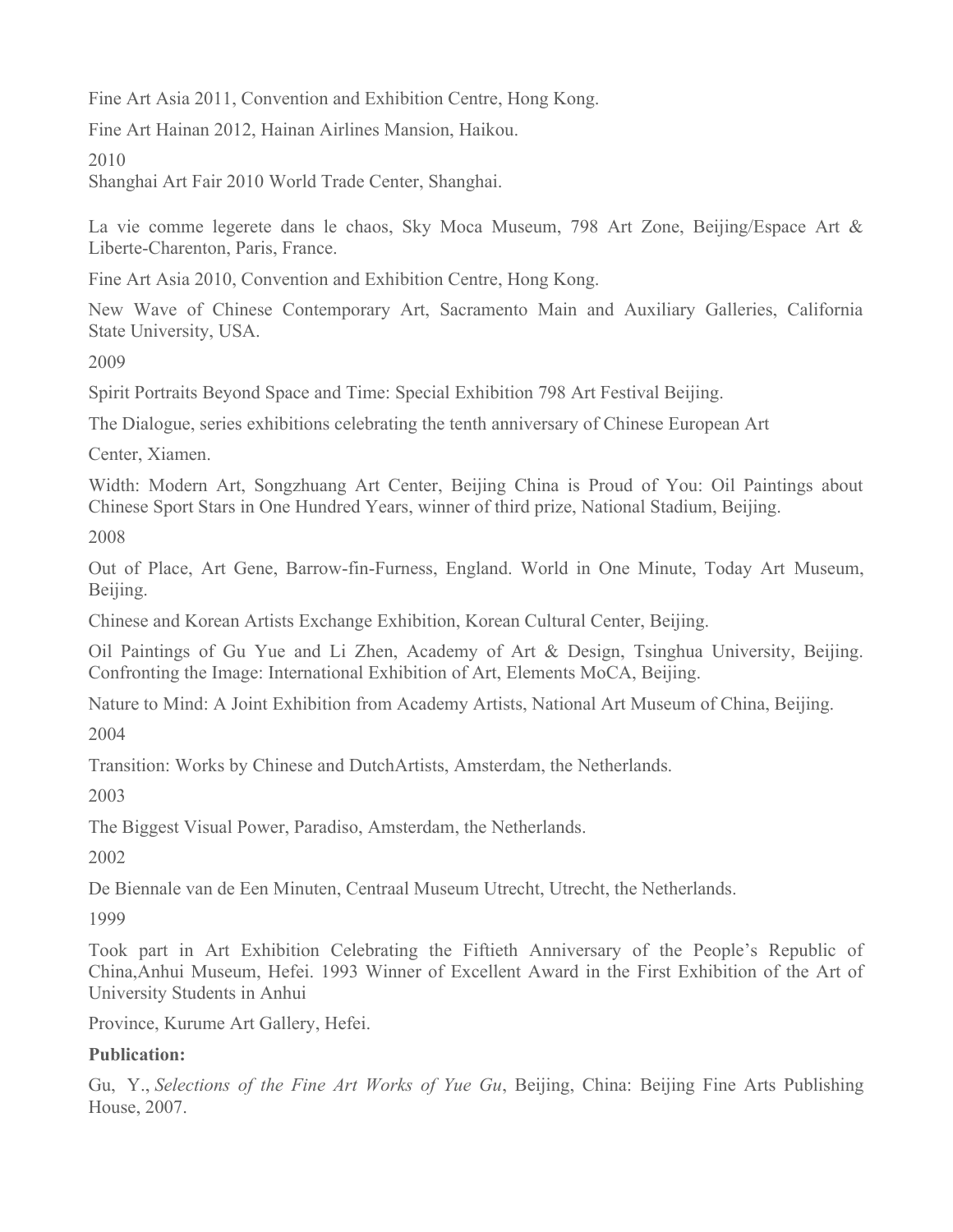Fine Art Asia 2011, Convention and Exhibition Centre, Hong Kong.

Fine Art Hainan 2012, Hainan Airlines Mansion, Haikou.

2010

Shanghai Art Fair 2010 World Trade Center, Shanghai.

La vie comme legerete dans le chaos, Sky Moca Museum, 798 Art Zone, Beijing/Espace Art & Liberte-Charenton, Paris, France.

Fine Art Asia 2010, Convention and Exhibition Centre, Hong Kong.

New Wave of Chinese Contemporary Art, Sacramento Main and Auxiliary Galleries, California State University, USA.

2009

Spirit Portraits Beyond Space and Time: Special Exhibition 798 Art Festival Beijing.

The Dialogue, series exhibitions celebrating the tenth anniversary of Chinese European Art

Center, Xiamen.

Width: Modern Art, Songzhuang Art Center, Beijing China is Proud of You: Oil Paintings about Chinese Sport Stars in One Hundred Years, winner of third prize, National Stadium, Beijing.

2008

Out of Place, Art Gene, Barrow-fin-Furness, England. World in One Minute, Today Art Museum, Beijing.

Chinese and Korean Artists Exchange Exhibition, Korean Cultural Center, Beijing.

Oil Paintings of Gu Yue and Li Zhen, Academy of Art & Design, Tsinghua University, Beijing. Confronting the Image: International Exhibition of Art, Elements MoCA, Beijing.

Nature to Mind: A Joint Exhibition from Academy Artists, National Art Museum of China, Beijing.

2004

Transition: Works by Chinese and DutchArtists, Amsterdam, the Netherlands.

2003

The Biggest Visual Power, Paradiso, Amsterdam, the Netherlands.

2002

De Biennale van de Een Minuten, Centraal Museum Utrecht, Utrecht, the Netherlands.

1999

Took part in Art Exhibition Celebrating the Fiftieth Anniversary of the People's Republic of China,Anhui Museum, Hefei. 1993 Winner of Excellent Award in the First Exhibition of the Art of University Students in Anhui

Province, Kurume Art Gallery, Hefei.

**Publication:**

Gu, Y., *Selections of the Fine Art Works of Yue Gu*, Beijing, China: Beijing Fine Arts Publishing House, 2007.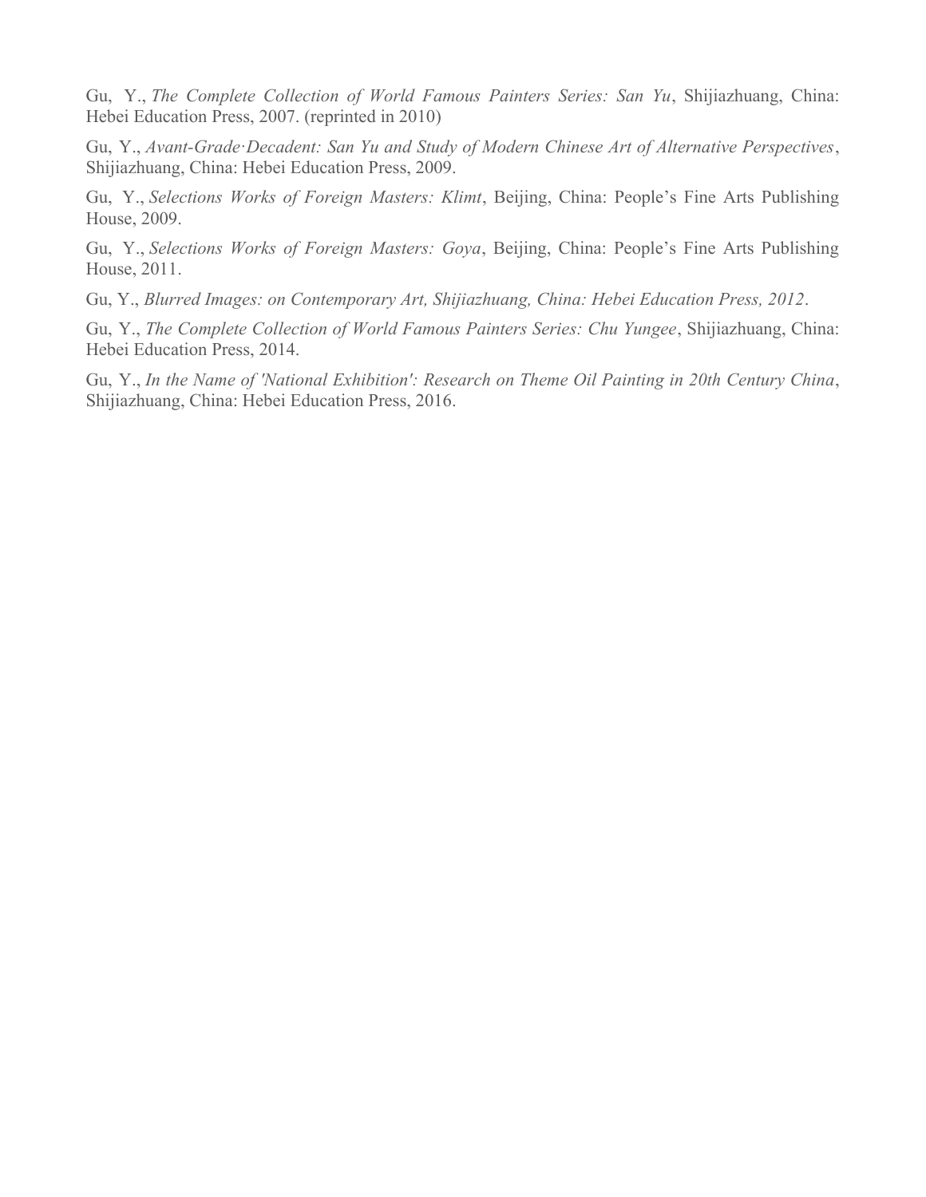Gu, Y., *The Complete Collection of World Famous Painters Series: San Yu*, Shijiazhuang, China: Hebei Education Press, 2007. (reprinted in 2010)

Gu, Y., *Avant-Grade·Decadent: San Yu and Study of Modern Chinese Art of Alternative Perspectives*, Shijiazhuang, China: Hebei Education Press, 2009.

Gu, Y., *Selections Works of Foreign Masters: Klimt*, Beijing, China: People's Fine Arts Publishing House, 2009.

Gu, Y., *Selections Works of Foreign Masters: Goya*, Beijing, China: People's Fine Arts Publishing House, 2011.

Gu, Y., *Blurred Images: on Contemporary Art, Shijiazhuang, China: Hebei Education Press, 2012*.

Gu, Y., *The Complete Collection of World Famous Painters Series: Chu Yungee*, Shijiazhuang, China: Hebei Education Press, 2014.

Gu, Y., *In the Name of 'National Exhibition': Research on Theme Oil Painting in 20th Century China*, Shijiazhuang, China: Hebei Education Press, 2016.